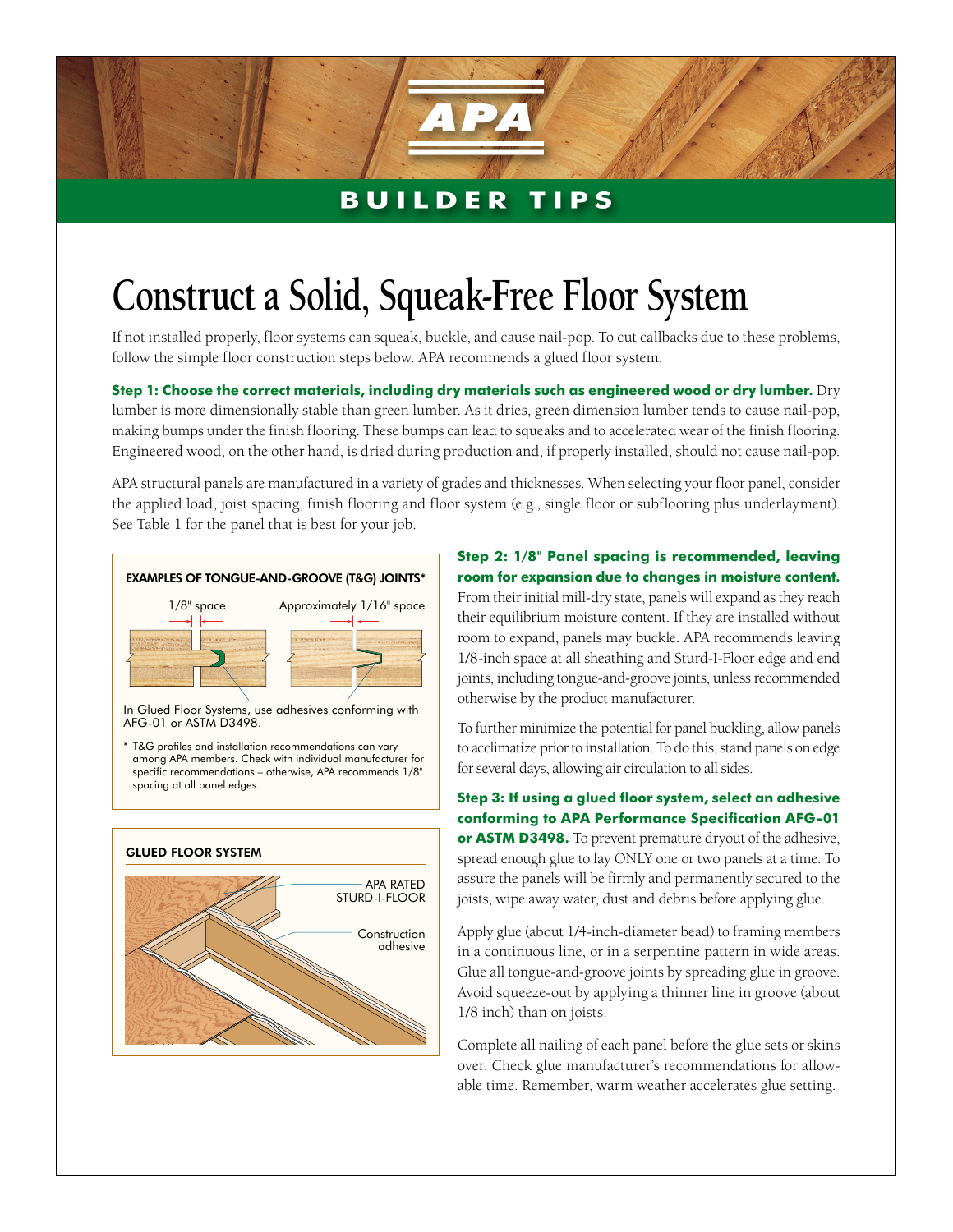APA

**BUILDER TIPS**

# Construct a Solid, Squeak-Free Floor System

If not installed properly, floor systems can squeak, buckle, and cause nail-pop. To cut callbacks due to these problems, follow the simple floor construction steps below. APA recommends a glued floor system.

**Step 1: Choose the correct materials, including dry materials such as engineered wood or dry lumber.** Dry lumber is more dimensionally stable than green lumber. As it dries, green dimension lumber tends to cause nail-pop, making bumps under the finish flooring. These bumps can lead to squeaks and to accelerated wear of the finish flooring. Engineered wood, on the other hand, is dried during production and, if properly installed, should not cause nail-pop.

APA structural panels are manufactured in a variety of grades and thicknesses. When selecting your floor panel, consider the applied load, joist spacing, finish flooring and floor system (e.g., single floor or subflooring plus underlayment). See Table 1 for the panel that is best for your job.

**EXAMPLES OF TONGUE-AND-GROOVE (T&G) JOINTS***

1/8" space

Approximately 1/16" space

In Glued Floor Systems, use adhesives conforming with AFG-01 or ASTM D3498.

* T&G profiles and installation recommendations can vary among APA members. Check with individual manufacturer for specific recommendations – otherwise, APA recommends 1/8" spacing at all panel edges.

**GLUED FLOOR SYSTEM**

APA RATED STURD-I-FLOOR

Construction adhesive

**Step 2: 1/8" Panel spacing is recommended, leaving room for expansion due to changes in moisture content.** From their initial mill-dry state, panels will expand as they reach their equilibrium moisture content. If they are installed without room to expand, panels may buckle. APA recommends leaving 1/8-inch space at all sheathing and Sturd-I-Floor edge and end joints, including tongue-and-groove joints, unless recommended otherwise by the product manufacturer.

To further minimize the potential for panel buckling, allow panels to acclimatize prior to installation. To do this, stand panels on edge for several days, allowing air circulation to all sides.

**Step 3: If using a glued floor system, select an adhesive conforming to APA Performance Specification AFG-01 or ASTM D3498.** To prevent premature dryout of the adhesive, spread enough glue to lay ONLY one or two panels at a time. To assure the panels will be firmly and permanently secured to the joists, wipe away water, dust and debris before applying glue.

Apply glue (about 1/4-inch-diameter bead) to framing members in a continuous line, or in a serpentine pattern in wide areas. Glue all tongue-and-groove joints by spreading glue in groove. Avoid squeeze-out by applying a thinner line in groove (about 1/8 inch) than on joists.

Complete all nailing of each panel before the glue sets or skins over. Check glue manufacturer's recommendations for allowable time. Remember, warm weather accelerates glue setting.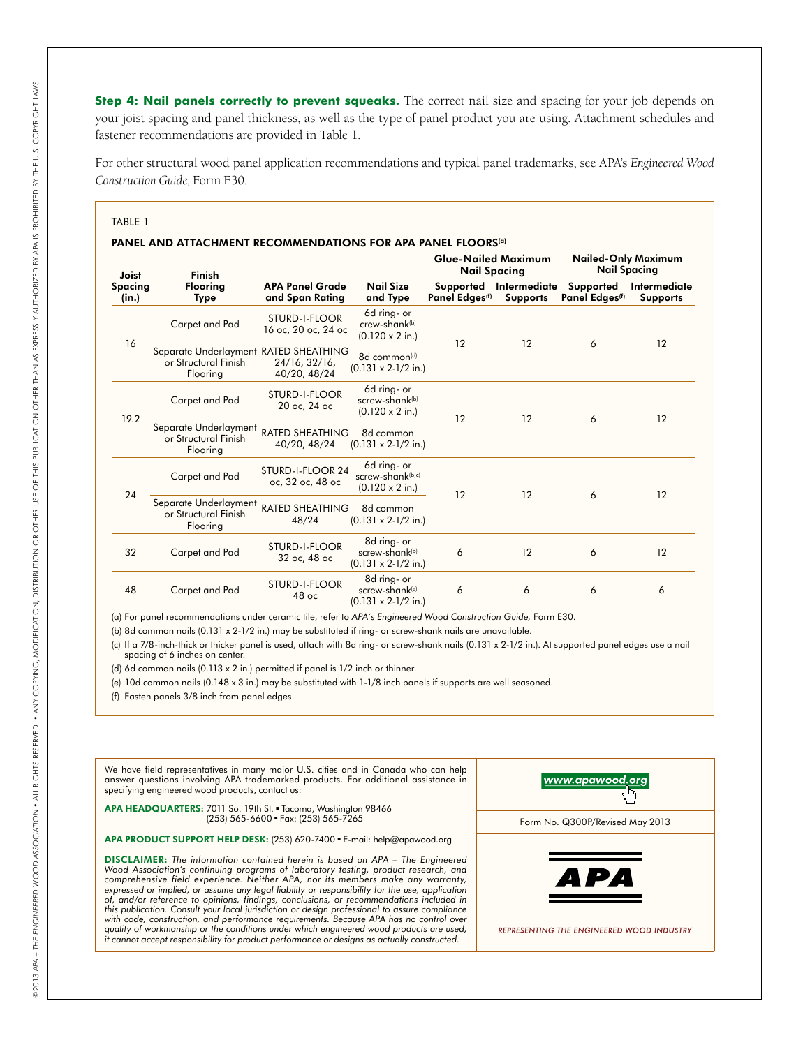**Step 4: Nail panels correctly to prevent squeaks.** The correct nail size and spacing for your job depends on your joist spacing and panel thickness, as well as the type of panel product you are using. Attachment schedules and fastener recommendations are provided in Table 1.

For other structural wood panel application recommendations and typical panel trademarks, see APA's *Engineered Wood Construction Guide,* Form E30.

TABLE 1

**PANEL AND ATTACHMENT RECOMMENDATIONS FOR APA PANEL FLOORS[a]**

| Joist Spacing (in.) | Finish Flooring Type | APA Panel Grade and Span Rating | Nail Size and Type | Glue-Nailed Maximum Nail Spacing | | Nailed-Only Maximum Nail Spacing | |
|---|---|---|---|---|---|---|---|
| | | | | Supported Panel Edges[f] | Intermediate Supports | Supported Panel Edges[f] | Intermediate Supports |
| 16 | Carpet and Pad | STURD-I-FLOOR 16 oc, 20 oc, 24 oc | 6d ring- or crew-shank[b] (0.120 x 2 in.) | 12 | 12 | 6 | 12 |
| | Separate Underlayment or Structural Finish Flooring | RATED SHEATHING 24/16, 32/16, 40/20, 48/24 | 8d common[d] (0.131 x 2-1/2 in.) | | | | |
| 19.2 | Carpet and Pad | STURD-I-FLOOR 20 oc, 24 oc | 6d ring- or screw-shank[b] (0.120 x 2 in.) | 12 | 12 | 6 | 12 |
| | Separate Underlayment or Structural Finish Flooring | RATED SHEATHING 40/20, 48/24 | 8d common (0.131 x 2-1/2 in.) | | | | |
| 24 | Carpet and Pad | STURD-I-FLOOR 24 oc, 32 oc, 48 oc | 6d ring- or screw-shank[b,c] (0.120 x 2 in.) | 12 | 12 | 6 | 12 |
| | Separate Underlayment or Structural Finish Flooring | RATED SHEATHING 48/24 | 8d common (0.131 x 2-1/2 in.) | | | | |
| 32 | Carpet and Pad | STURD-I-FLOOR 32 oc, 48 oc | 8d ring- or screw-shank[b] (0.131 x 2-1/2 in.) | 6 | 12 | 6 | 12 |
| 48 | Carpet and Pad | STURD-I-FLOOR 48 oc | 8d ring- or screw-shank[e] (0.131 x 2-1/2 in.) | 6 | 6 | 6 | 6 |

(a) For panel recommendations under ceramic tile, refer to *APA's Engineered Wood Construction Guide,* Form E30.

(b) 8d common nails (0.131 x 2-1/2 in.) may be substituted if ring- or screw-shank nails are unavailable.

(c) If a 7/8-inch-thick or thicker panel is used, attach with 8d ring- or screw-shank nails (0.131 x 2-1/2 in.). At supported panel edges use a nail spacing of 6 inches on center.

(d) 6d common nails (0.113 x 2 in.) permitted if panel is 1/2 inch or thinner.

(e) 10d common nails (0.148 x 3 in.) may be substituted with 1-1/8 inch panels if supports are well seasoned.

(f) Fasten panels 3/8 inch from panel edges.

We have field representatives in many major U.S. cities and in Canada who can help answer questions involving APA trademarked products. For additional assistance in specifying engineered wood products, contact us:

**APA HEADQUARTERS:** 7011 So. 19th St. ▪ Tacoma, Washington 98466
(253) 565-6600 ▪ Fax: (253) 565-7265

**APA PRODUCT SUPPORT HELP DESK:** (253) 620-7400 ▪ E-mail: help@apawood.org

**DISCLAIMER:** *The information contained herein is based on APA – The Engineered Wood Association's continuing programs of laboratory testing, product research, and comprehensive field experience. Neither APA, nor its members make any warranty, expressed or implied, or assume any legal liability or responsibility for the use, application of, and/or reference to opinions, findings, conclusions, or recommendations included in this publication. Consult your local jurisdiction or design professional to assure compliance with code, construction, and performance requirements. Because APA has no control over quality of workmanship or the conditions under which engineered wood products are used, it cannot accept responsibility for product performance or designs as actually constructed.*

www.apawood.org

Form No. Q300P/Revised May 2013

APA

*REPRESENTING THE ENGINEERED WOOD INDUSTRY*

©2013 APA – *THE ENGINEERED WOOD ASSOCIATION* • ALL RIGHTS RESERVED. • ANY COPYING, MODIFICATION, DISTRIBUTION OR OTHER USE OF THIS PUBLICATION OTHER THAN AS EXPRESSLY AUTHORIZED BY APA IS PROHIBITED BY THE U.S. COPYRIGHT LAWS.